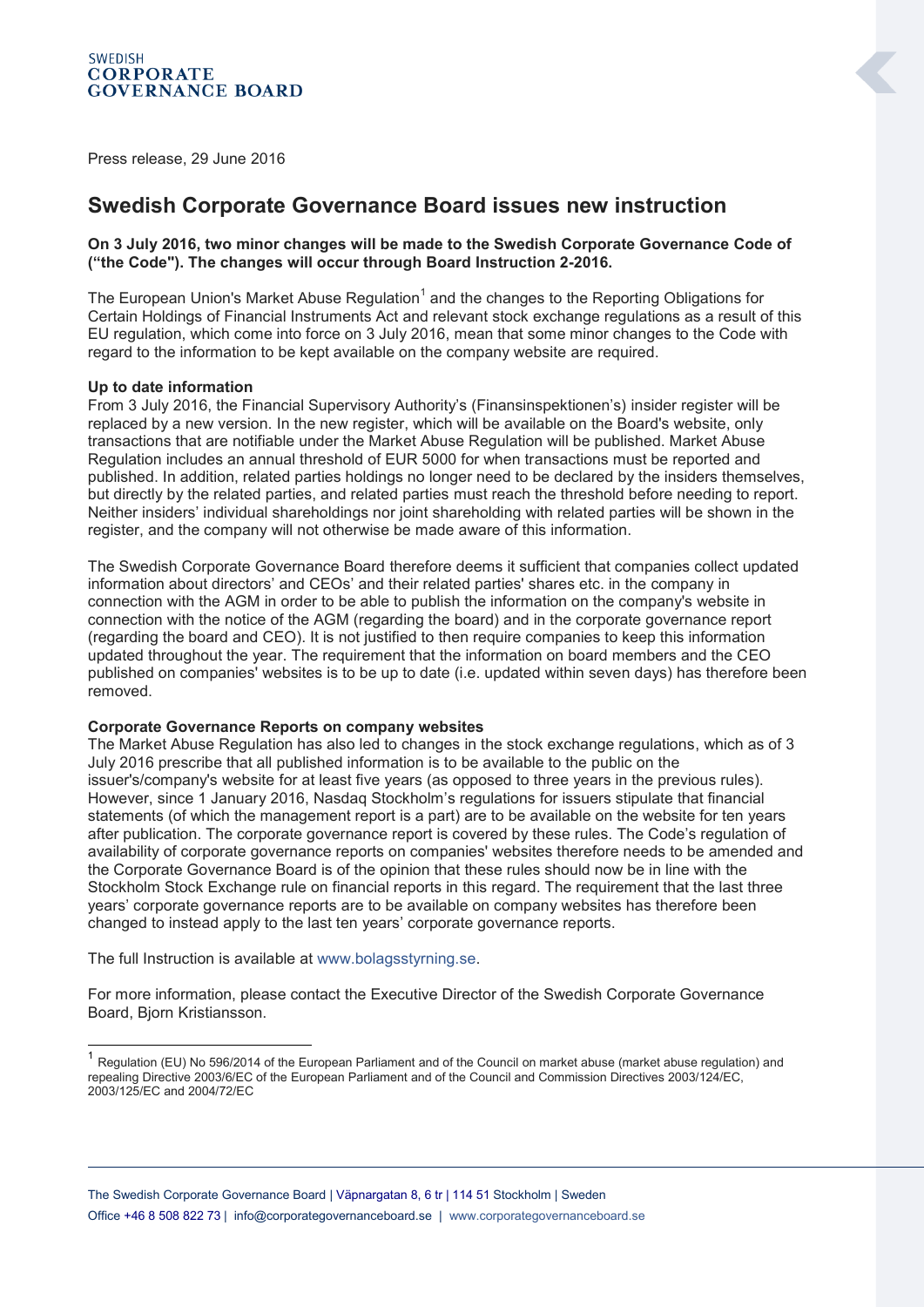SWEDISH
**CORPORATE GOVERNANCE BOARD**

Press release, 29 June 2016

# Swedish Corporate Governance Board issues new instruction

**On 3 July 2016, two minor changes will be made to the Swedish Corporate Governance Code of ("the Code"). The changes will occur through Board Instruction 2-2016.**

The European Union's Market Abuse Regulation[1] and the changes to the Reporting Obligations for Certain Holdings of Financial Instruments Act and relevant stock exchange regulations as a result of this EU regulation, which come into force on 3 July 2016, mean that some minor changes to the Code with regard to the information to be kept available on the company website are required.

**Up to date information**

From 3 July 2016, the Financial Supervisory Authority's (Finansinspektionen's) insider register will be replaced by a new version. In the new register, which will be available on the Board's website, only transactions that are notifiable under the Market Abuse Regulation will be published. Market Abuse Regulation includes an annual threshold of EUR 5000 for when transactions must be reported and published. In addition, related parties holdings no longer need to be declared by the insiders themselves, but directly by the related parties, and related parties must reach the threshold before needing to report. Neither insiders' individual shareholdings nor joint shareholding with related parties will be shown in the register, and the company will not otherwise be made aware of this information.

The Swedish Corporate Governance Board therefore deems it sufficient that companies collect updated information about directors' and CEOs' and their related parties' shares etc. in the company in connection with the AGM in order to be able to publish the information on the company's website in connection with the notice of the AGM (regarding the board) and in the corporate governance report (regarding the board and CEO). It is not justified to then require companies to keep this information updated throughout the year. The requirement that the information on board members and the CEO published on companies' websites is to be up to date (i.e. updated within seven days) has therefore been removed.

**Corporate Governance Reports on company websites**

The Market Abuse Regulation has also led to changes in the stock exchange regulations, which as of 3 July 2016 prescribe that all published information is to be available to the public on the issuer's/company's website for at least five years (as opposed to three years in the previous rules). However, since 1 January 2016, Nasdaq Stockholm's regulations for issuers stipulate that financial statements (of which the management report is a part) are to be available on the website for ten years after publication. The corporate governance report is covered by these rules. The Code's regulation of availability of corporate governance reports on companies' websites therefore needs to be amended and the Corporate Governance Board is of the opinion that these rules should now be in line with the Stockholm Stock Exchange rule on financial reports in this regard. The requirement that the last three years' corporate governance reports are to be available on company websites has therefore been changed to instead apply to the last ten years' corporate governance reports.

The full Instruction is available at www.bolagsstyrning.se.

For more information, please contact the Executive Director of the Swedish Corporate Governance Board, Bjorn Kristiansson.

[1] Regulation (EU) No 596/2014 of the European Parliament and of the Council on market abuse (market abuse regulation) and repealing Directive 2003/6/EC of the European Parliament and of the Council and Commission Directives 2003/124/EC, 2003/125/EC and 2004/72/EC

The Swedish Corporate Governance Board | Väpnargatan 8, 6 tr | 114 51 Stockholm | Sweden
Office +46 8 508 822 73 | info@corporategovernanceboard.se | www.corporategovernanceboard.se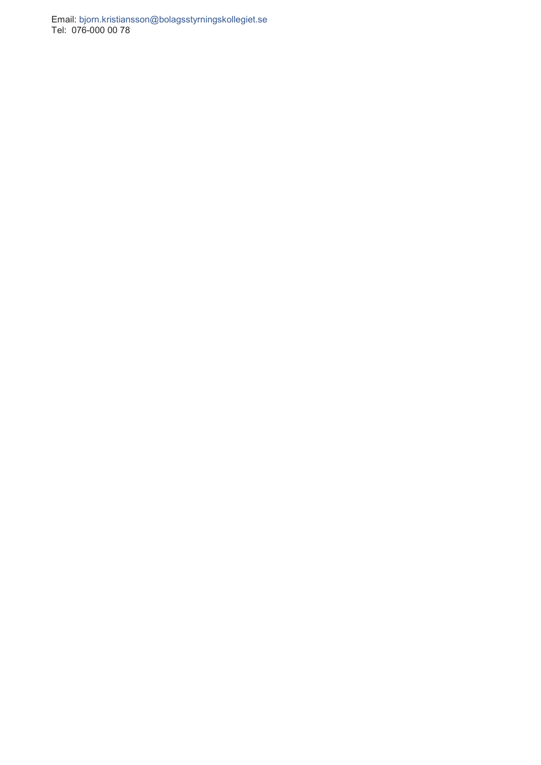Email: bjorn.kristiansson@bolagsstyrningskollegiet.se
Tel:  076-000 00 78